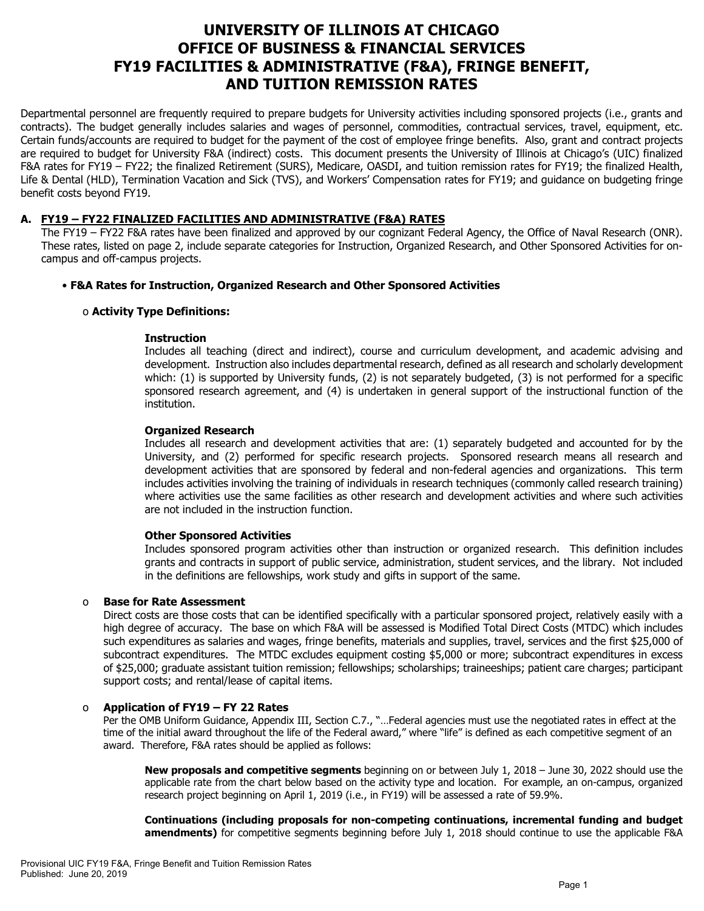# UNIVERSITY OF ILLINOIS AT CHICAGO
# OFFICE OF BUSINESS & FINANCIAL SERVICES
# FY19 FACILITIES & ADMINISTRATIVE (F&A), FRINGE BENEFIT, AND TUITION REMISSION RATES

Departmental personnel are frequently required to prepare budgets for University activities including sponsored projects (i.e., grants and contracts). The budget generally includes salaries and wages of personnel, commodities, contractual services, travel, equipment, etc. Certain funds/accounts are required to budget for the payment of the cost of employee fringe benefits. Also, grant and contract projects are required to budget for University F&A (indirect) costs. This document presents the University of Illinois at Chicago's (UIC) finalized F&A rates for FY19 – FY22; the finalized Retirement (SURS), Medicare, OASDI, and tuition remission rates for FY19; the finalized Health, Life & Dental (HLD), Termination Vacation and Sick (TVS), and Workers' Compensation rates for FY19; and guidance on budgeting fringe benefit costs beyond FY19.

## A. FY19 – FY22 FINALIZED FACILITIES AND ADMINISTRATIVE (F&A) RATES

The FY19 – FY22 F&A rates have been finalized and approved by our cognizant Federal Agency, the Office of Naval Research (ONR). These rates, listed on page 2, include separate categories for Instruction, Organized Research, and Other Sponsored Activities for on-campus and off-campus projects.

- **F&A Rates for Instruction, Organized Research and Other Sponsored Activities**

  - **Activity Type Definitions:**

    **Instruction**
    Includes all teaching (direct and indirect), course and curriculum development, and academic advising and development. Instruction also includes departmental research, defined as all research and scholarly development which: (1) is supported by University funds, (2) is not separately budgeted, (3) is not performed for a specific sponsored research agreement, and (4) is undertaken in general support of the instructional function of the institution.

    **Organized Research**
    Includes all research and development activities that are: (1) separately budgeted and accounted for by the University, and (2) performed for specific research projects. Sponsored research means all research and development activities that are sponsored by federal and non-federal agencies and organizations. This term includes activities involving the training of individuals in research techniques (commonly called research training) where activities use the same facilities as other research and development activities and where such activities are not included in the instruction function.

    **Other Sponsored Activities**
    Includes sponsored program activities other than instruction or organized research. This definition includes grants and contracts in support of public service, administration, student services, and the library. Not included in the definitions are fellowships, work study and gifts in support of the same.

  - **Base for Rate Assessment**
    Direct costs are those costs that can be identified specifically with a particular sponsored project, relatively easily with a high degree of accuracy. The base on which F&A will be assessed is Modified Total Direct Costs (MTDC) which includes such expenditures as salaries and wages, fringe benefits, materials and supplies, travel, services and the first $25,000 of subcontract expenditures. The MTDC excludes equipment costing $5,000 or more; subcontract expenditures in excess of $25,000; graduate assistant tuition remission; fellowships; scholarships; traineeships; patient care charges; participant support costs; and rental/lease of capital items.

  - **Application of FY19 – FY 22 Rates**
    Per the OMB Uniform Guidance, Appendix III, Section C.7., "…Federal agencies must use the negotiated rates in effect at the time of the initial award throughout the life of the Federal award," where "life" is defined as each competitive segment of an award. Therefore, F&A rates should be applied as follows:

    **New proposals and competitive segments** beginning on or between July 1, 2018 – June 30, 2022 should use the applicable rate from the chart below based on the activity type and location. For example, an on-campus, organized research project beginning on April 1, 2019 (i.e., in FY19) will be assessed a rate of 59.9%.

    **Continuations (including proposals for non-competing continuations, incremental funding and budget amendments)** for competitive segments beginning before July 1, 2018 should continue to use the applicable F&A

Provisional UIC FY19 F&A, Fringe Benefit and Tuition Remission Rates
Published: June 20, 2019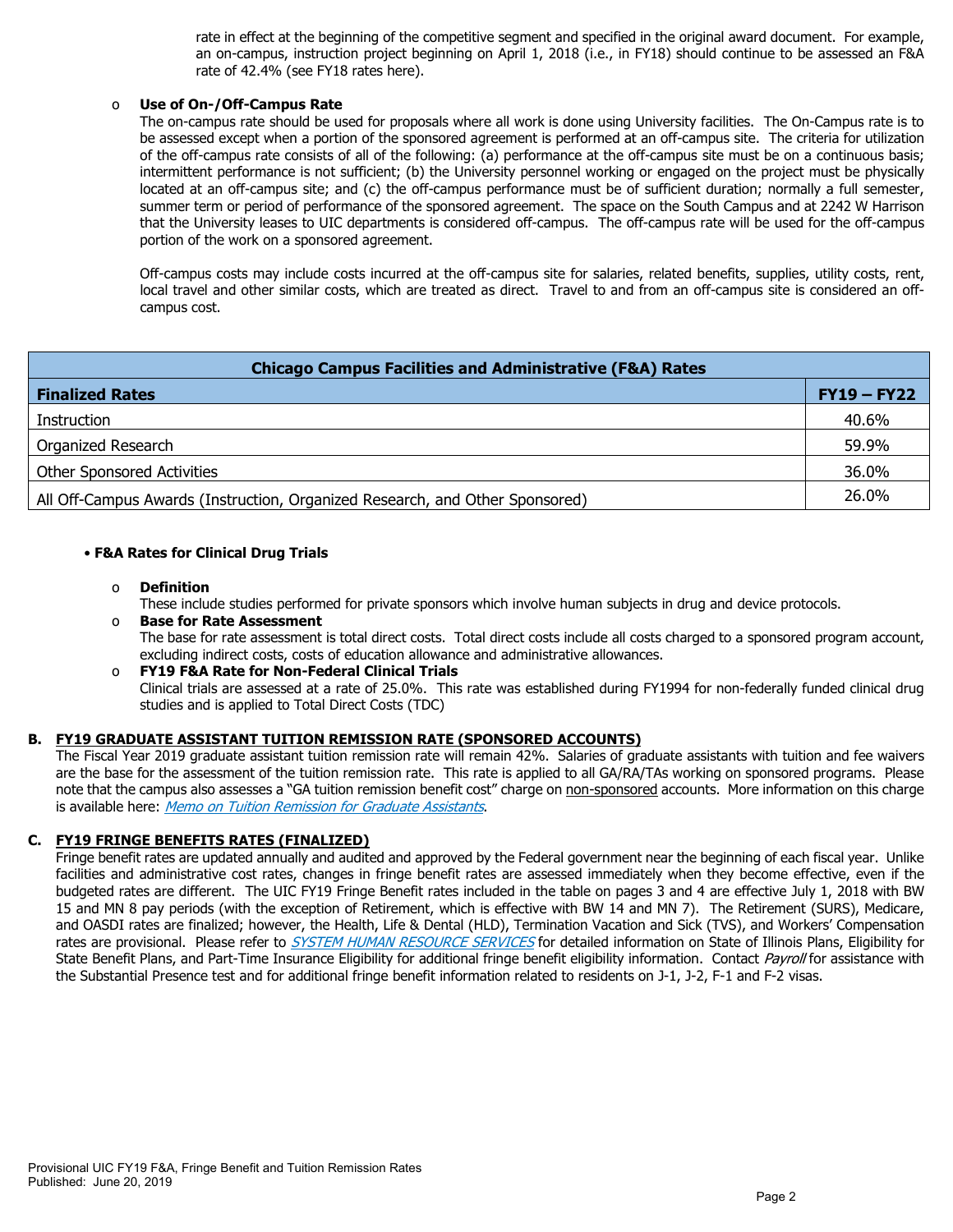rate in effect at the beginning of the competitive segment and specified in the original award document. For example, an on-campus, instruction project beginning on April 1, 2018 (i.e., in FY18) should continue to be assessed an F&A rate of 42.4% (see FY18 rates here).

- **Use of On-/Off-Campus Rate**

  The on-campus rate should be used for proposals where all work is done using University facilities. The On-Campus rate is to be assessed except when a portion of the sponsored agreement is performed at an off-campus site. The criteria for utilization of the off-campus rate consists of all of the following: (a) performance at the off-campus site must be on a continuous basis; intermittent performance is not sufficient; (b) the University personnel working or engaged on the project must be physically located at an off-campus site; and (c) the off-campus performance must be of sufficient duration; normally a full semester, summer term or period of performance of the sponsored agreement. The space on the South Campus and at 2242 W Harrison that the University leases to UIC departments is considered off-campus. The off-campus rate will be used for the off-campus portion of the work on a sponsored agreement.

  Off-campus costs may include costs incurred at the off-campus site for salaries, related benefits, supplies, utility costs, rent, local travel and other similar costs, which are treated as direct. Travel to and from an off-campus site is considered an off-campus cost.

| Chicago Campus Facilities and Administrative (F&A) Rates | |
|---|---|
| **Finalized Rates** | **FY19 – FY22** |
| Instruction | 40.6% |
| Organized Research | 59.9% |
| Other Sponsored Activities | 36.0% |
| All Off-Campus Awards (Instruction, Organized Research, and Other Sponsored) | 26.0% |

- **F&A Rates for Clinical Drug Trials**

  - **Definition**

    These include studies performed for private sponsors which involve human subjects in drug and device protocols.
  - **Base for Rate Assessment**

    The base for rate assessment is total direct costs. Total direct costs include all costs charged to a sponsored program account, excluding indirect costs, costs of education allowance and administrative allowances.
  - **FY19 F&A Rate for Non-Federal Clinical Trials**

    Clinical trials are assessed at a rate of 25.0%. This rate was established during FY1994 for non-federally funded clinical drug studies and is applied to Total Direct Costs (TDC)

## B. FY19 GRADUATE ASSISTANT TUITION REMISSION RATE (SPONSORED ACCOUNTS)

The Fiscal Year 2019 graduate assistant tuition remission rate will remain 42%. Salaries of graduate assistants with tuition and fee waivers are the base for the assessment of the tuition remission rate. This rate is applied to all GA/RA/TAs working on sponsored programs. Please note that the campus also assesses a "GA tuition remission benefit cost" charge on non-sponsored accounts. More information on this charge is available here: *Memo on Tuition Remission for Graduate Assistants*.

## C. FY19 FRINGE BENEFITS RATES (FINALIZED)

Fringe benefit rates are updated annually and audited and approved by the Federal government near the beginning of each fiscal year. Unlike facilities and administrative cost rates, changes in fringe benefit rates are assessed immediately when they become effective, even if the budgeted rates are different. The UIC FY19 Fringe Benefit rates included in the table on pages 3 and 4 are effective July 1, 2018 with BW 15 and MN 8 pay periods (with the exception of Retirement, which is effective with BW 14 and MN 7). The Retirement (SURS), Medicare, and OASDI rates are finalized; however, the Health, Life & Dental (HLD), Termination Vacation and Sick (TVS), and Workers' Compensation rates are provisional. Please refer to *SYSTEM HUMAN RESOURCE SERVICES* for detailed information on State of Illinois Plans, Eligibility for State Benefit Plans, and Part-Time Insurance Eligibility for additional fringe benefit eligibility information. Contact *Payroll* for assistance with the Substantial Presence test and for additional fringe benefit information related to residents on J-1, J-2, F-1 and F-2 visas.

Provisional UIC FY19 F&A, Fringe Benefit and Tuition Remission Rates
Published: June 20, 2019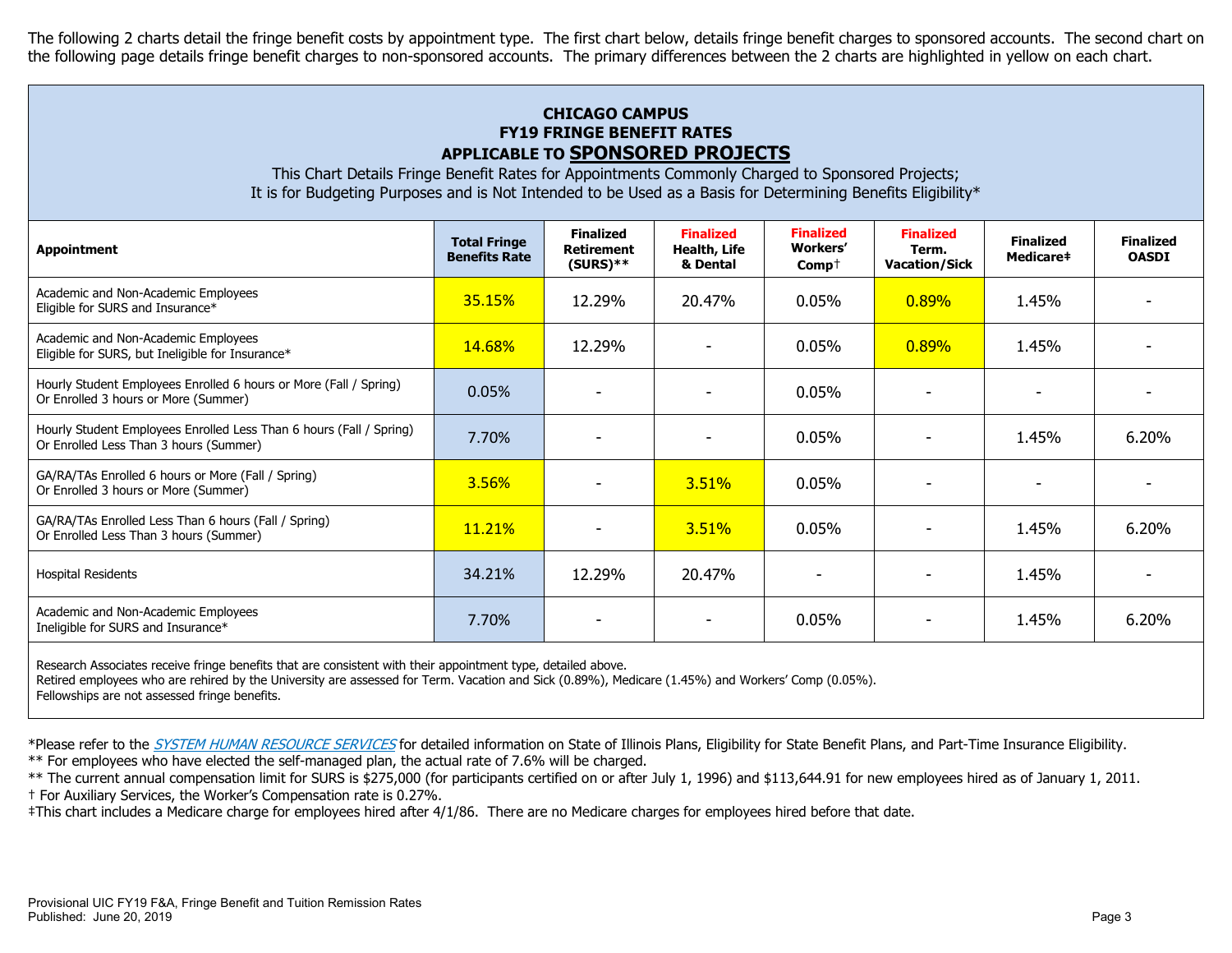The following 2 charts detail the fringe benefit costs by appointment type. The first chart below, details fringe benefit charges to sponsored accounts. The second chart on the following page details fringe benefit charges to non-sponsored accounts. The primary differences between the 2 charts are highlighted in yellow on each chart.

## CHICAGO CAMPUS
## FY19 FRINGE BENEFIT RATES
## APPLICABLE TO SPONSORED PROJECTS

This Chart Details Fringe Benefit Rates for Appointments Commonly Charged to Sponsored Projects;
It is for Budgeting Purposes and is Not Intended to be Used as a Basis for Determining Benefits Eligibility*

| Appointment | Total Fringe Benefits Rate | Finalized Retirement (SURS)** | Finalized Health, Life & Dental | Finalized Workers' Comp† | Finalized Term. Vacation/Sick | Finalized Medicare‡ | Finalized OASDI |
|---|---|---|---|---|---|---|---|
| Academic and Non-Academic Employees Eligible for SURS and Insurance* | 35.15% | 12.29% | 20.47% | 0.05% | 0.89% | 1.45% | - |
| Academic and Non-Academic Employees Eligible for SURS, but Ineligible for Insurance* | 14.68% | 12.29% | - | 0.05% | 0.89% | 1.45% | - |
| Hourly Student Employees Enrolled 6 hours or More (Fall / Spring) Or Enrolled 3 hours or More (Summer) | 0.05% | - | - | 0.05% | - | - | - |
| Hourly Student Employees Enrolled Less Than 6 hours (Fall / Spring) Or Enrolled Less Than 3 hours (Summer) | 7.70% | - | - | 0.05% | - | 1.45% | 6.20% |
| GA/RA/TAs Enrolled 6 hours or More (Fall / Spring) Or Enrolled 3 hours or More (Summer) | 3.56% | - | 3.51% | 0.05% | - | - | - |
| GA/RA/TAs Enrolled Less Than 6 hours (Fall / Spring) Or Enrolled Less Than 3 hours (Summer) | 11.21% | - | 3.51% | 0.05% | - | 1.45% | 6.20% |
| Hospital Residents | 34.21% | 12.29% | 20.47% | - | - | 1.45% | - |
| Academic and Non-Academic Employees Ineligible for SURS and Insurance* | 7.70% | - | - | 0.05% | - | 1.45% | 6.20% |

Research Associates receive fringe benefits that are consistent with their appointment type, detailed above.
Retired employees who are rehired by the University are assessed for Term. Vacation and Sick (0.89%), Medicare (1.45%) and Workers' Comp (0.05%).
Fellowships are not assessed fringe benefits.

*Please refer to the *SYSTEM HUMAN RESOURCE SERVICES* for detailed information on State of Illinois Plans, Eligibility for State Benefit Plans, and Part-Time Insurance Eligibility.
** For employees who have elected the self-managed plan, the actual rate of 7.6% will be charged.
** The current annual compensation limit for SURS is $275,000 (for participants certified on or after July 1, 1996) and $113,644.91 for new employees hired as of January 1, 2011.
† For Auxiliary Services, the Worker's Compensation rate is 0.27%.
‡This chart includes a Medicare charge for employees hired after 4/1/86. There are no Medicare charges for employees hired before that date.

Provisional UIC FY19 F&A, Fringe Benefit and Tuition Remission Rates
Published: June 20, 2019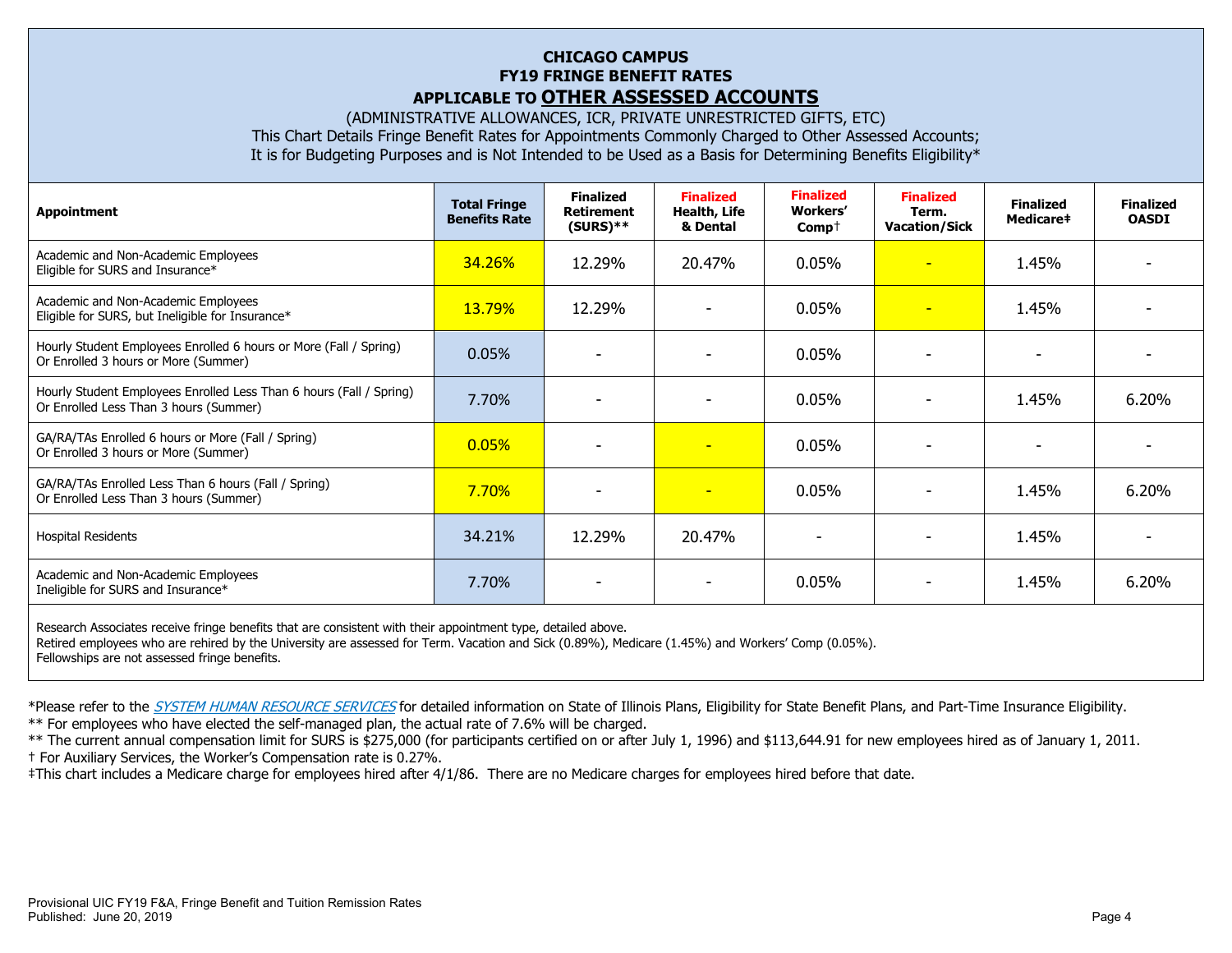**CHICAGO CAMPUS**
**FY19 FRINGE BENEFIT RATES**
**APPLICABLE TO OTHER ASSESSED ACCOUNTS**

(ADMINISTRATIVE ALLOWANCES, ICR, PRIVATE UNRESTRICTED GIFTS, ETC)
This Chart Details Fringe Benefit Rates for Appointments Commonly Charged to Other Assessed Accounts;
It is for Budgeting Purposes and is Not Intended to be Used as a Basis for Determining Benefits Eligibility*

| Appointment | Total Fringe Benefits Rate | Finalized Retirement (SURS)** | Finalized Health, Life & Dental | Finalized Workers' Comp† | Finalized Term. Vacation/Sick | Finalized Medicare‡ | Finalized OASDI |
|---|---|---|---|---|---|---|---|
| Academic and Non-Academic Employees Eligible for SURS and Insurance* | 34.26% | 12.29% | 20.47% | 0.05% | - | 1.45% | - |
| Academic and Non-Academic Employees Eligible for SURS, but Ineligible for Insurance* | 13.79% | 12.29% | - | 0.05% | - | 1.45% | - |
| Hourly Student Employees Enrolled 6 hours or More (Fall / Spring) Or Enrolled 3 hours or More (Summer) | 0.05% | - | - | 0.05% | - | - | - |
| Hourly Student Employees Enrolled Less Than 6 hours (Fall / Spring) Or Enrolled Less Than 3 hours (Summer) | 7.70% | - | - | 0.05% | - | 1.45% | 6.20% |
| GA/RA/TAs Enrolled 6 hours or More (Fall / Spring) Or Enrolled 3 hours or More (Summer) | 0.05% | - | - | 0.05% | - | - | - |
| GA/RA/TAs Enrolled Less Than 6 hours (Fall / Spring) Or Enrolled Less Than 3 hours (Summer) | 7.70% | - | - | 0.05% | - | 1.45% | 6.20% |
| Hospital Residents | 34.21% | 12.29% | 20.47% | - | - | 1.45% | - |
| Academic and Non-Academic Employees Ineligible for SURS and Insurance* | 7.70% | - | - | 0.05% | - | 1.45% | 6.20% |

Research Associates receive fringe benefits that are consistent with their appointment type, detailed above.
Retired employees who are rehired by the University are assessed for Term. Vacation and Sick (0.89%), Medicare (1.45%) and Workers' Comp (0.05%).
Fellowships are not assessed fringe benefits.

*Please refer to the *SYSTEM HUMAN RESOURCE SERVICES* for detailed information on State of Illinois Plans, Eligibility for State Benefit Plans, and Part-Time Insurance Eligibility.
** For employees who have elected the self-managed plan, the actual rate of 7.6% will be charged.
** The current annual compensation limit for SURS is $275,000 (for participants certified on or after July 1, 1996) and $113,644.91 for new employees hired as of January 1, 2011.
† For Auxiliary Services, the Worker's Compensation rate is 0.27%.
‡This chart includes a Medicare charge for employees hired after 4/1/86. There are no Medicare charges for employees hired before that date.

Provisional UIC FY19 F&A, Fringe Benefit and Tuition Remission Rates
Published: June 20, 2019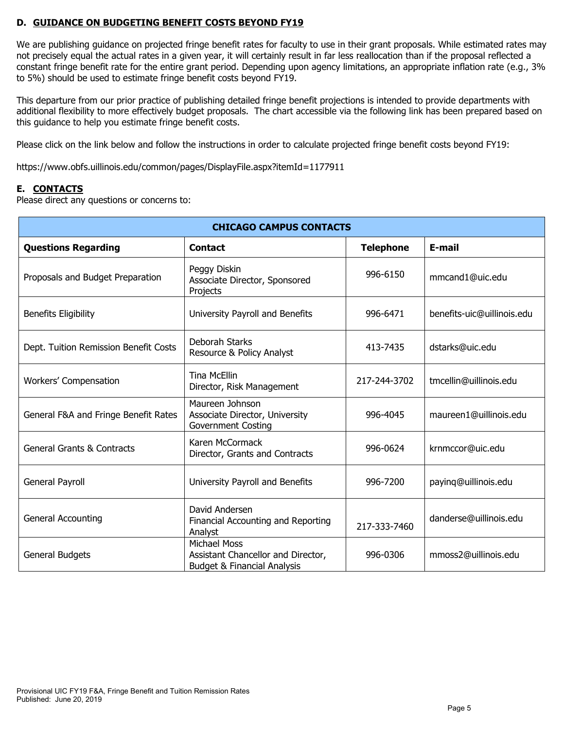## D. GUIDANCE ON BUDGETING BENEFIT COSTS BEYOND FY19

We are publishing guidance on projected fringe benefit rates for faculty to use in their grant proposals. While estimated rates may not precisely equal the actual rates in a given year, it will certainly result in far less reallocation than if the proposal reflected a constant fringe benefit rate for the entire grant period. Depending upon agency limitations, an appropriate inflation rate (e.g., 3% to 5%) should be used to estimate fringe benefit costs beyond FY19.

This departure from our prior practice of publishing detailed fringe benefit projections is intended to provide departments with additional flexibility to more effectively budget proposals. The chart accessible via the following link has been prepared based on this guidance to help you estimate fringe benefit costs.

Please click on the link below and follow the instructions in order to calculate projected fringe benefit costs beyond FY19:

https://www.obfs.uillinois.edu/common/pages/DisplayFile.aspx?itemId=1177911

## E. CONTACTS

Please direct any questions or concerns to:

| CHICAGO CAMPUS CONTACTS | | | |
|---|---|---|---|
| **Questions Regarding** | **Contact** | **Telephone** | **E-mail** |
| Proposals and Budget Preparation | Peggy Diskin<br>Associate Director, Sponsored Projects | 996-6150 | mmcand1@uic.edu |
| Benefits Eligibility | University Payroll and Benefits | 996-6471 | benefits-uic@uillinois.edu |
| Dept. Tuition Remission Benefit Costs | Deborah Starks<br>Resource & Policy Analyst | 413-7435 | dstarks@uic.edu |
| Workers' Compensation | Tina McEllin<br>Director, Risk Management | 217-244-3702 | tmcellin@uillinois.edu |
| General F&A and Fringe Benefit Rates | Maureen Johnson<br>Associate Director, University Government Costing | 996-4045 | maureen1@uillinois.edu |
| General Grants & Contracts | Karen McCormack<br>Director, Grants and Contracts | 996-0624 | krnmccor@uic.edu |
| General Payroll | University Payroll and Benefits | 996-7200 | payinq@uillinois.edu |
| General Accounting | David Andersen<br>Financial Accounting and Reporting Analyst | 217-333-7460 | danderse@uillinois.edu |
| General Budgets | Michael Moss<br>Assistant Chancellor and Director, Budget & Financial Analysis | 996-0306 | mmoss2@uillinois.edu |

Provisional UIC FY19 F&A, Fringe Benefit and Tuition Remission Rates
Published: June 20, 2019